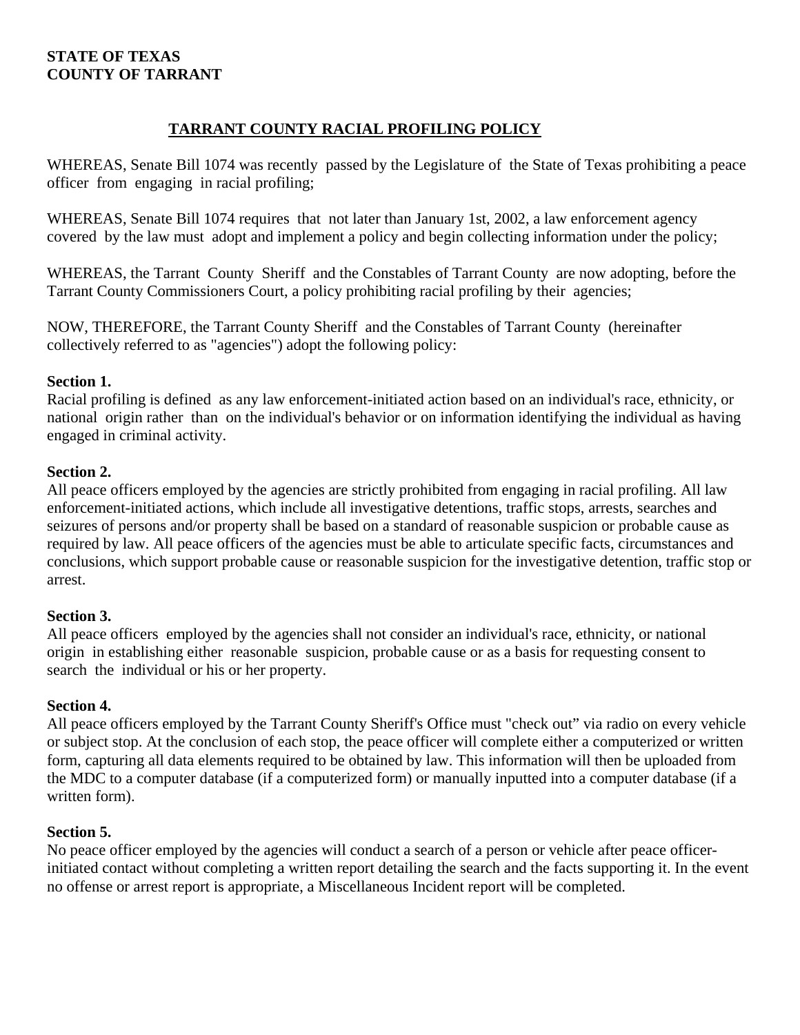**STATE OF TEXAS**
**COUNTY OF TARRANT**

## TARRANT COUNTY RACIAL PROFILING POLICY

WHEREAS, Senate Bill 1074 was recently passed by the Legislature of the State of Texas prohibiting a peace officer from engaging in racial profiling;

WHEREAS, Senate Bill 1074 requires that not later than January 1st, 2002, a law enforcement agency covered by the law must adopt and implement a policy and begin collecting information under the policy;

WHEREAS, the Tarrant County Sheriff and the Constables of Tarrant County are now adopting, before the Tarrant County Commissioners Court, a policy prohibiting racial profiling by their agencies;

NOW, THEREFORE, the Tarrant County Sheriff and the Constables of Tarrant County (hereinafter collectively referred to as "agencies") adopt the following policy:

**Section 1.**
Racial profiling is defined as any law enforcement-initiated action based on an individual's race, ethnicity, or national origin rather than on the individual's behavior or on information identifying the individual as having engaged in criminal activity.

**Section 2.**
All peace officers employed by the agencies are strictly prohibited from engaging in racial profiling. All law enforcement-initiated actions, which include all investigative detentions, traffic stops, arrests, searches and seizures of persons and/or property shall be based on a standard of reasonable suspicion or probable cause as required by law. All peace officers of the agencies must be able to articulate specific facts, circumstances and conclusions, which support probable cause or reasonable suspicion for the investigative detention, traffic stop or arrest.

**Section 3.**
All peace officers employed by the agencies shall not consider an individual's race, ethnicity, or national origin in establishing either reasonable suspicion, probable cause or as a basis for requesting consent to search the individual or his or her property.

**Section 4.**
All peace officers employed by the Tarrant County Sheriff's Office must "check out" via radio on every vehicle or subject stop. At the conclusion of each stop, the peace officer will complete either a computerized or written form, capturing all data elements required to be obtained by law. This information will then be uploaded from the MDC to a computer database (if a computerized form) or manually inputted into a computer database (if a written form).

**Section 5.**
No peace officer employed by the agencies will conduct a search of a person or vehicle after peace officer-initiated contact without completing a written report detailing the search and the facts supporting it. In the event no offense or arrest report is appropriate, a Miscellaneous Incident report will be completed.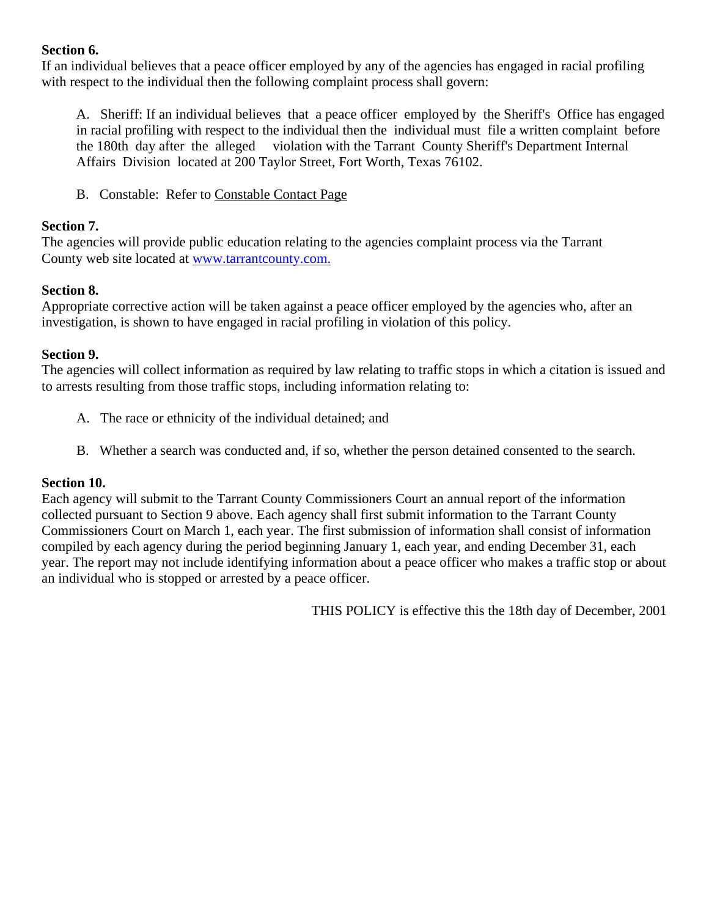**Section 6.**
If an individual believes that a peace officer employed by any of the agencies has engaged in racial profiling with respect to the individual then the following complaint process shall govern:

A. Sheriff: If an individual believes that a peace officer employed by the Sheriff's Office has engaged in racial profiling with respect to the individual then the individual must file a written complaint before the 180th day after the alleged violation with the Tarrant County Sheriff's Department Internal Affairs Division located at 200 Taylor Street, Fort Worth, Texas 76102.

B. Constable: Refer to Constable Contact Page

**Section 7.**
The agencies will provide public education relating to the agencies complaint process via the Tarrant County web site located at www.tarrantcounty.com.

**Section 8.**
Appropriate corrective action will be taken against a peace officer employed by the agencies who, after an investigation, is shown to have engaged in racial profiling in violation of this policy.

**Section 9.**
The agencies will collect information as required by law relating to traffic stops in which a citation is issued and to arrests resulting from those traffic stops, including information relating to:

A. The race or ethnicity of the individual detained; and

B. Whether a search was conducted and, if so, whether the person detained consented to the search.

**Section 10.**
Each agency will submit to the Tarrant County Commissioners Court an annual report of the information collected pursuant to Section 9 above. Each agency shall first submit information to the Tarrant County Commissioners Court on March 1, each year. The first submission of information shall consist of information compiled by each agency during the period beginning January 1, each year, and ending December 31, each year. The report may not include identifying information about a peace officer who makes a traffic stop or about an individual who is stopped or arrested by a peace officer.

THIS POLICY is effective this the 18th day of December, 2001